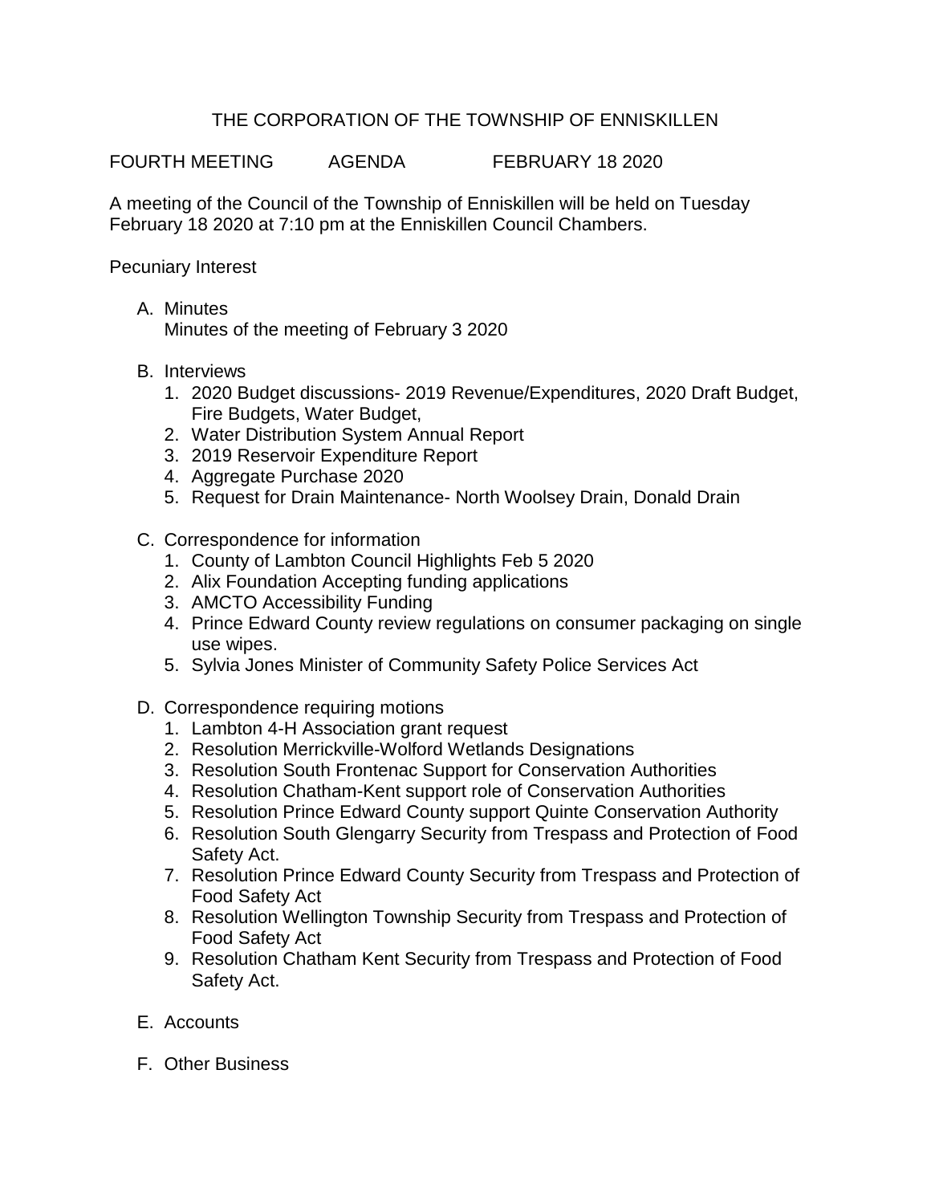# THE CORPORATION OF THE TOWNSHIP OF ENNISKILLEN

FOURTH MEETING AGENDA FEBRUARY 18 2020

A meeting of the Council of the Township of Enniskillen will be held on Tuesday February 18 2020 at 7:10 pm at the Enniskillen Council Chambers.

Pecuniary Interest

A. Minutes
   Minutes of the meeting of February 3 2020

B. Interviews
   1. 2020 Budget discussions- 2019 Revenue/Expenditures, 2020 Draft Budget, Fire Budgets, Water Budget,
   2. Water Distribution System Annual Report
   3. 2019 Reservoir Expenditure Report
   4. Aggregate Purchase 2020
   5. Request for Drain Maintenance- North Woolsey Drain, Donald Drain

C. Correspondence for information
   1. County of Lambton Council Highlights Feb 5 2020
   2. Alix Foundation Accepting funding applications
   3. AMCTO Accessibility Funding
   4. Prince Edward County review regulations on consumer packaging on single use wipes.
   5. Sylvia Jones Minister of Community Safety Police Services Act

D. Correspondence requiring motions
   1. Lambton 4-H Association grant request
   2. Resolution Merrickville-Wolford Wetlands Designations
   3. Resolution South Frontenac Support for Conservation Authorities
   4. Resolution Chatham-Kent support role of Conservation Authorities
   5. Resolution Prince Edward County support Quinte Conservation Authority
   6. Resolution South Glengarry Security from Trespass and Protection of Food Safety Act.
   7. Resolution Prince Edward County Security from Trespass and Protection of Food Safety Act
   8. Resolution Wellington Township Security from Trespass and Protection of Food Safety Act
   9. Resolution Chatham Kent Security from Trespass and Protection of Food Safety Act.

E. Accounts

F. Other Business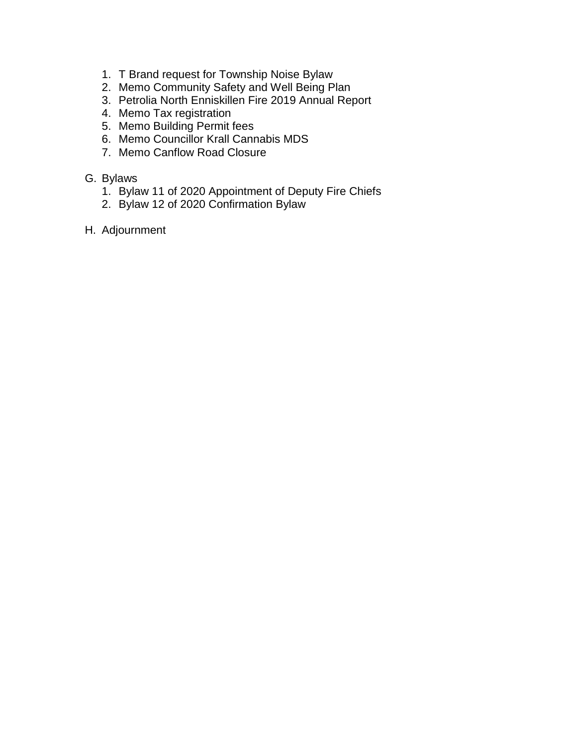1. T Brand request for Township Noise Bylaw
2. Memo Community Safety and Well Being Plan
3. Petrolia North Enniskillen Fire 2019 Annual Report
4. Memo Tax registration
5. Memo Building Permit fees
6. Memo Councillor Krall Cannabis MDS
7. Memo Canflow Road Closure

G. Bylaws
   1. Bylaw 11 of 2020 Appointment of Deputy Fire Chiefs
   2. Bylaw 12 of 2020 Confirmation Bylaw

H. Adjournment